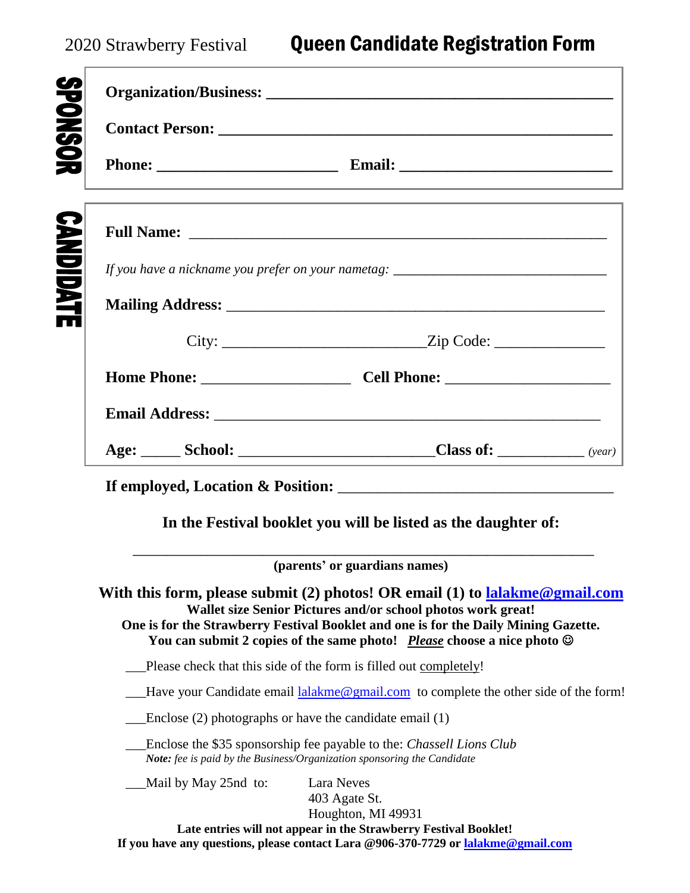2020 Strawberry Festival

# Queen Candidate Registration Form

## SPONSOR

**Organization/Business:** ___________________________________________

**Contact Person:** ___________________________________________

**Phone:** ______________________ **Email:** __________________________

## CANDIDATE

**Full Name:** ___________________________________________

*If you have a nickname you prefer on your nametag:* ____________________________

**Mailing Address:** ___________________________________________

City: __________________________ Zip Code: ______________

**Home Phone:** ___________________ **Cell Phone:** _____________________

**Email Address:** ___________________________________________

**Age:** _____ **School:** ________________________ **Class of:** ___________ *(year)*

**If employed, Location & Position:** __________________________________

**In the Festival booklet you will be listed as the daughter of:**

___________________________________________________________

**(parents' or guardians names)**

**With this form, please submit (2) photos! OR email (1) to [lalakme@gmail.com](mailto:lalakme@gmail.com)**
**Wallet size Senior Pictures and/or school photos work great!**
**One is for the Strawberry Festival Booklet and one is for the Daily Mining Gazette.**
**You can submit 2 copies of the same photo! *Please* choose a nice photo ☺**

___Please check that this side of the form is filled out completely!

___Have your Candidate email [lalakme@gmail.com](mailto:lalakme@gmail.com) to complete the other side of the form!

___Enclose (2) photographs or have the candidate email (1)

___Enclose the $35 sponsorship fee payable to the: *Chassell Lions Club*
***Note:** fee is paid by the Business/Organization sponsoring the Candidate*

___Mail by May 25nd to: Lara Neves
403 Agate St.
Houghton, MI 49931

**Late entries will not appear in the Strawberry Festival Booklet!**
**If you have any questions, please contact Lara @906-370-7729 or [lalakme@gmail.com](mailto:lalakme@gmail.com)**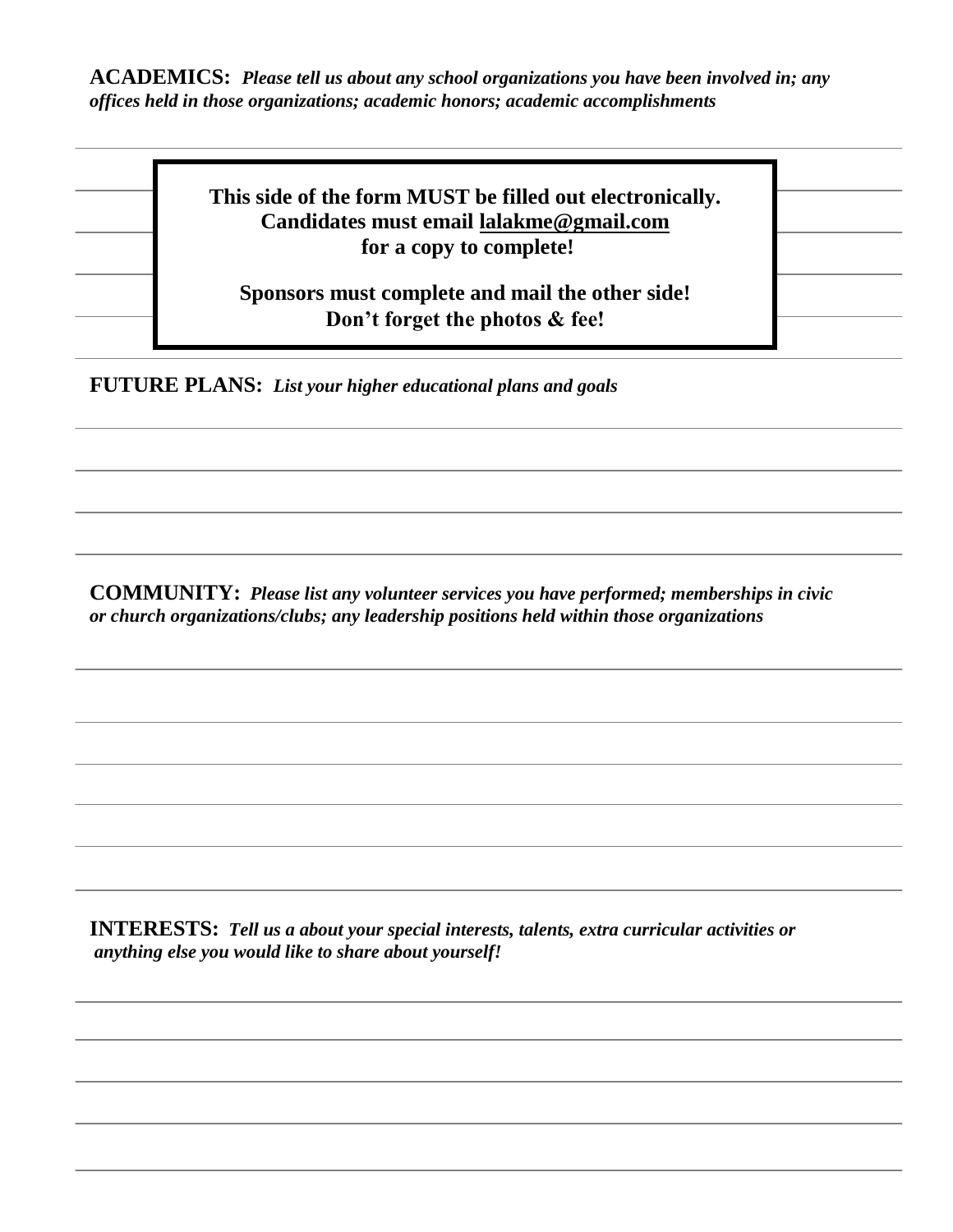**ACADEMICS:** ***Please tell us about any school organizations you have been involved in; any offices held in those organizations; academic honors; academic accomplishments***

**This side of the form MUST be filled out electronically.**
**Candidates must email lalakme@gmail.com**
**for a copy to complete!**

**Sponsors must complete and mail the other side!**
**Don't forget the photos & fee!**

**FUTURE PLANS:** ***List your higher educational plans and goals***

**COMMUNITY:** ***Please list any volunteer services you have performed; memberships in civic or church organizations/clubs; any leadership positions held within those organizations***

**INTERESTS:** ***Tell us a about your special interests, talents, extra curricular activities or anything else you would like to share about yourself!***